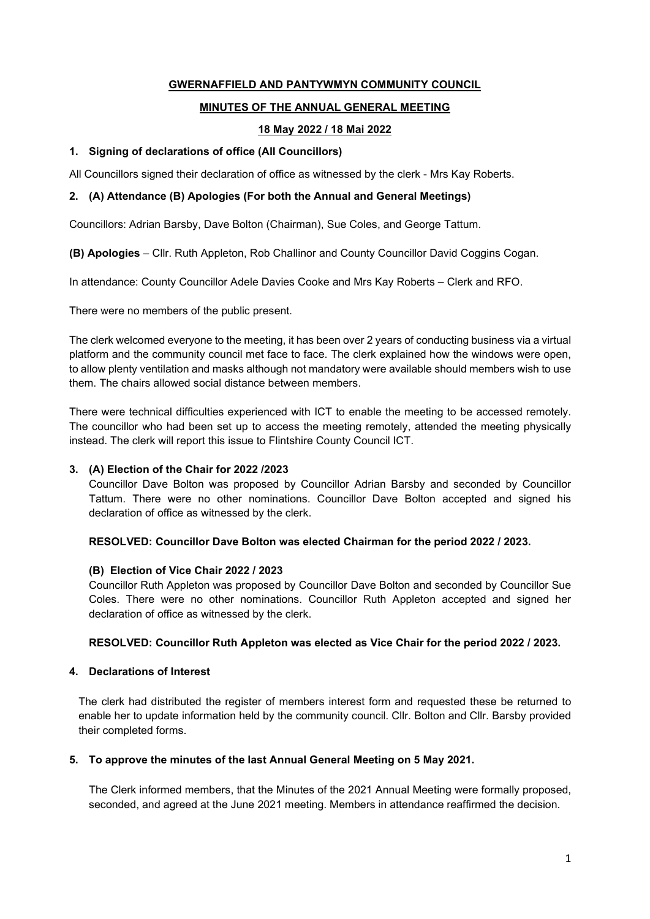# GWERNAFFIELD AND PANTYWMYN COMMUNITY COUNCIL

## MINUTES OF THE ANNUAL GENERAL MEETING

### 18 May 2022 / 18 Mai 2022

**1. Signing of declarations of office (All Councillors)**

All Councillors signed their declaration of office as witnessed by the clerk - Mrs Kay Roberts.

**2. (A) Attendance (B) Apologies (For both the Annual and General Meetings)**

Councillors: Adrian Barsby, Dave Bolton (Chairman), Sue Coles, and George Tattum.

**(B) Apologies** – Cllr. Ruth Appleton, Rob Challinor and County Councillor David Coggins Cogan.

In attendance: County Councillor Adele Davies Cooke and Mrs Kay Roberts – Clerk and RFO.

There were no members of the public present.

The clerk welcomed everyone to the meeting, it has been over 2 years of conducting business via a virtual platform and the community council met face to face. The clerk explained how the windows were open, to allow plenty ventilation and masks although not mandatory were available should members wish to use them. The chairs allowed social distance between members.

There were technical difficulties experienced with ICT to enable the meeting to be accessed remotely. The councillor who had been set up to access the meeting remotely, attended the meeting physically instead. The clerk will report this issue to Flintshire County Council ICT.

**3. (A) Election of the Chair for 2022 /2023**

Councillor Dave Bolton was proposed by Councillor Adrian Barsby and seconded by Councillor Tattum. There were no other nominations. Councillor Dave Bolton accepted and signed his declaration of office as witnessed by the clerk.

**RESOLVED: Councillor Dave Bolton was elected Chairman for the period 2022 / 2023.**

**(B) Election of Vice Chair 2022 / 2023**

Councillor Ruth Appleton was proposed by Councillor Dave Bolton and seconded by Councillor Sue Coles. There were no other nominations. Councillor Ruth Appleton accepted and signed her declaration of office as witnessed by the clerk.

**RESOLVED: Councillor Ruth Appleton was elected as Vice Chair for the period 2022 / 2023.**

**4. Declarations of Interest**

The clerk had distributed the register of members interest form and requested these be returned to enable her to update information held by the community council. Cllr. Bolton and Cllr. Barsby provided their completed forms.

**5. To approve the minutes of the last Annual General Meeting on 5 May 2021.**

The Clerk informed members, that the Minutes of the 2021 Annual Meeting were formally proposed, seconded, and agreed at the June 2021 meeting. Members in attendance reaffirmed the decision.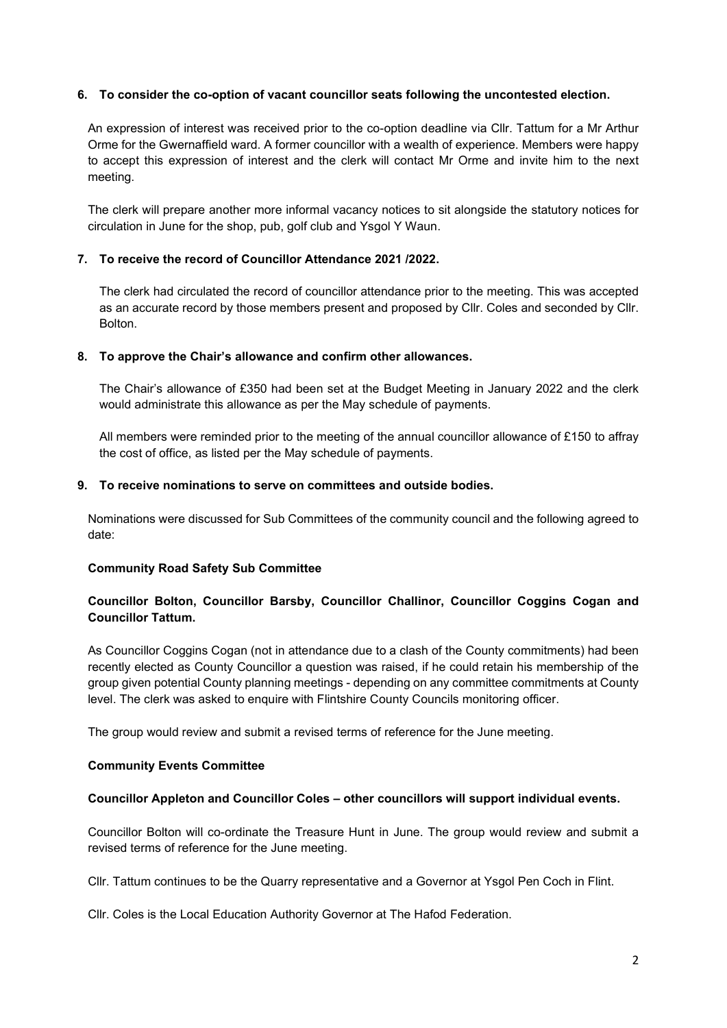**6. To consider the co-option of vacant councillor seats following the uncontested election.**

An expression of interest was received prior to the co-option deadline via Cllr. Tattum for a Mr Arthur Orme for the Gwernaffield ward. A former councillor with a wealth of experience. Members were happy to accept this expression of interest and the clerk will contact Mr Orme and invite him to the next meeting.

The clerk will prepare another more informal vacancy notices to sit alongside the statutory notices for circulation in June for the shop, pub, golf club and Ysgol Y Waun.

**7. To receive the record of Councillor Attendance 2021 /2022.**

The clerk had circulated the record of councillor attendance prior to the meeting. This was accepted as an accurate record by those members present and proposed by Cllr. Coles and seconded by Cllr. Bolton.

**8. To approve the Chair's allowance and confirm other allowances.**

The Chair's allowance of £350 had been set at the Budget Meeting in January 2022 and the clerk would administrate this allowance as per the May schedule of payments.

All members were reminded prior to the meeting of the annual councillor allowance of £150 to affray the cost of office, as listed per the May schedule of payments.

**9. To receive nominations to serve on committees and outside bodies.**

Nominations were discussed for Sub Committees of the community council and the following agreed to date:

**Community Road Safety Sub Committee**

**Councillor Bolton, Councillor Barsby, Councillor Challinor, Councillor Coggins Cogan and Councillor Tattum.**

As Councillor Coggins Cogan (not in attendance due to a clash of the County commitments) had been recently elected as County Councillor a question was raised, if he could retain his membership of the group given potential County planning meetings - depending on any committee commitments at County level. The clerk was asked to enquire with Flintshire County Councils monitoring officer.

The group would review and submit a revised terms of reference for the June meeting.

**Community Events Committee**

**Councillor Appleton and Councillor Coles – other councillors will support individual events.**

Councillor Bolton will co-ordinate the Treasure Hunt in June. The group would review and submit a revised terms of reference for the June meeting.

Cllr. Tattum continues to be the Quarry representative and a Governor at Ysgol Pen Coch in Flint.

Cllr. Coles is the Local Education Authority Governor at The Hafod Federation.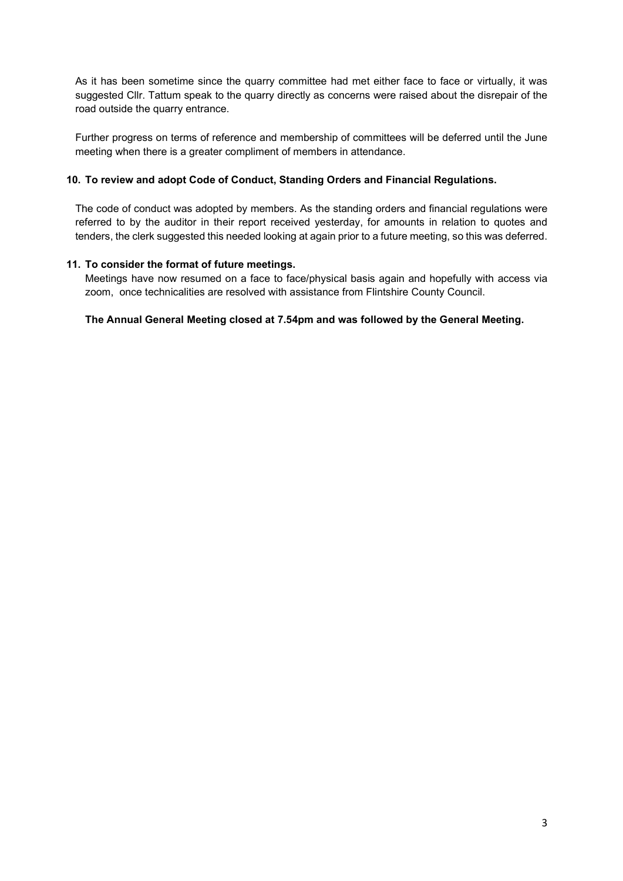As it has been sometime since the quarry committee had met either face to face or virtually, it was suggested Cllr. Tattum speak to the quarry directly as concerns were raised about the disrepair of the road outside the quarry entrance.

Further progress on terms of reference and membership of committees will be deferred until the June meeting when there is a greater compliment of members in attendance.

**10. To review and adopt Code of Conduct, Standing Orders and Financial Regulations.**

The code of conduct was adopted by members. As the standing orders and financial regulations were referred to by the auditor in their report received yesterday, for amounts in relation to quotes and tenders, the clerk suggested this needed looking at again prior to a future meeting, so this was deferred.

**11. To consider the format of future meetings.**

Meetings have now resumed on a face to face/physical basis again and hopefully with access via zoom, once technicalities are resolved with assistance from Flintshire County Council.

**The Annual General Meeting closed at 7.54pm and was followed by the General Meeting.**